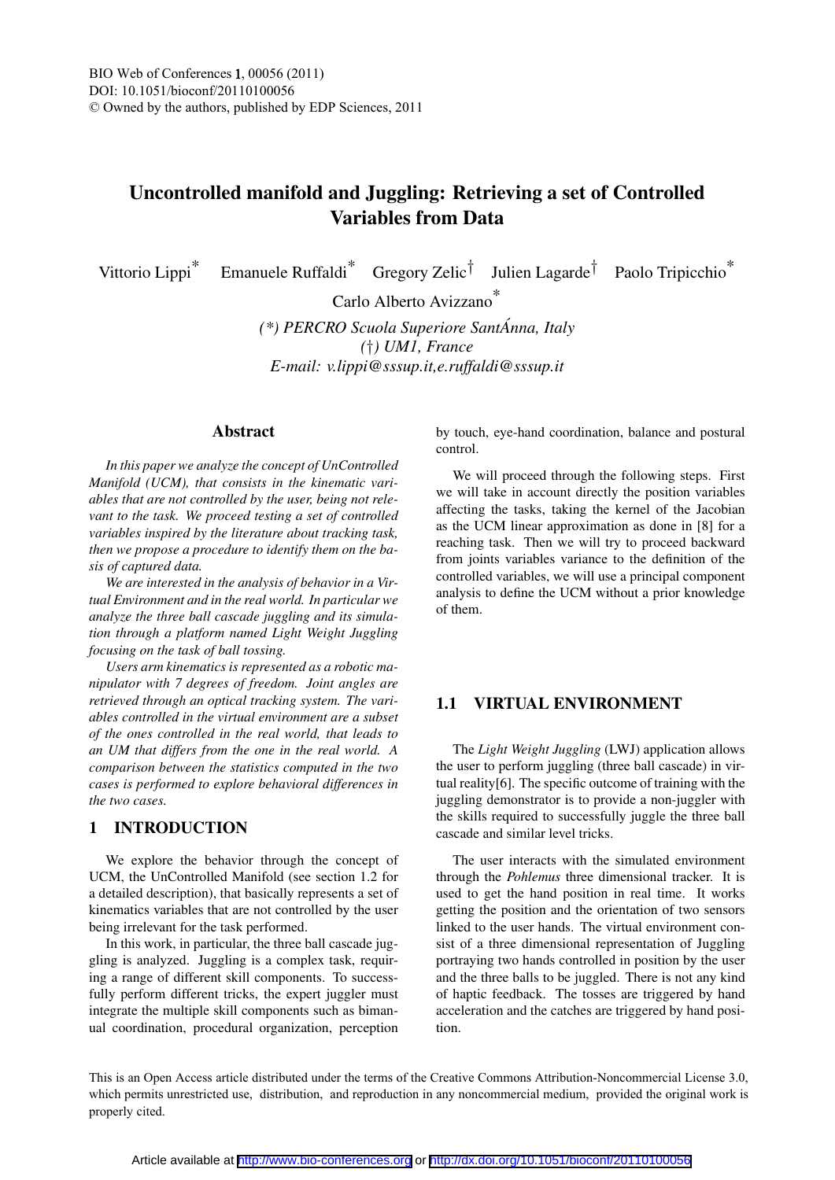# Uncontrolled manifold and Juggling: Retrieving a set of Controlled Variables from Data

Vittorio Lippi* Emanuele Ruffaldi* Gregory Zelic† Julien Lagarde† Paolo Tripicchio*

Carlo Alberto Avizzano*

*(\*) PERCRO Scuola Superiore SantÁnna, Italy*
*(†) UM1, France*
*E-mail: v.lippi@sssup.it,e.ruffaldi@sssup.it*

## Abstract

*In this paper we analyze the concept of UnControlled Manifold (UCM), that consists in the kinematic variables that are not controlled by the user, being not relevant to the task. We proceed testing a set of controlled variables inspired by the literature about tracking task, then we propose a procedure to identify them on the basis of captured data.*

*We are interested in the analysis of behavior in a Virtual Environment and in the real world. In particular we analyze the three ball cascade juggling and its simulation through a platform named Light Weight Juggling focusing on the task of ball tossing.*

*Users arm kinematics is represented as a robotic manipulator with 7 degrees of freedom. Joint angles are retrieved through an optical tracking system. The variables controlled in the virtual environment are a subset of the ones controlled in the real world, that leads to an UM that differs from the one in the real world. A comparison between the statistics computed in the two cases is performed to explore behavioral differences in the two cases.*

## 1 INTRODUCTION

We explore the behavior through the concept of UCM, the UnControlled Manifold (see section 1.2 for a detailed description), that basically represents a set of kinematics variables that are not controlled by the user being irrelevant for the task performed.

In this work, in particular, the three ball cascade juggling is analyzed. Juggling is a complex task, requiring a range of different skill components. To successfully perform different tricks, the expert juggler must integrate the multiple skill components such as bimanual coordination, procedural organization, perception by touch, eye-hand coordination, balance and postural control.

We will proceed through the following steps. First we will take in account directly the position variables affecting the tasks, taking the kernel of the Jacobian as the UCM linear approximation as done in [8] for a reaching task. Then we will try to proceed backward from joints variables variance to the definition of the controlled variables, we will use a principal component analysis to define the UCM without a prior knowledge of them.

### 1.1 VIRTUAL ENVIRONMENT

The *Light Weight Juggling* (LWJ) application allows the user to perform juggling (three ball cascade) in virtual reality[6]. The specific outcome of training with the juggling demonstrator is to provide a non-juggler with the skills required to successfully juggle the three ball cascade and similar level tricks.

The user interacts with the simulated environment through the *Pohlemus* three dimensional tracker. It is used to get the hand position in real time. It works getting the position and the orientation of two sensors linked to the user hands. The virtual environment consist of a three dimensional representation of Juggling portraying two hands controlled in position by the user and the three balls to be juggled. There is not any kind of haptic feedback. The tosses are triggered by hand acceleration and the catches are triggered by hand position.

This is an Open Access article distributed under the terms of the Creative Commons Attribution-Noncommercial License 3.0, which permits unrestricted use, distribution, and reproduction in any noncommercial medium, provided the original work is properly cited.

Article available at http://www.bio-conferences.org or http://dx.doi.org/10.1051/bioconf/20110100056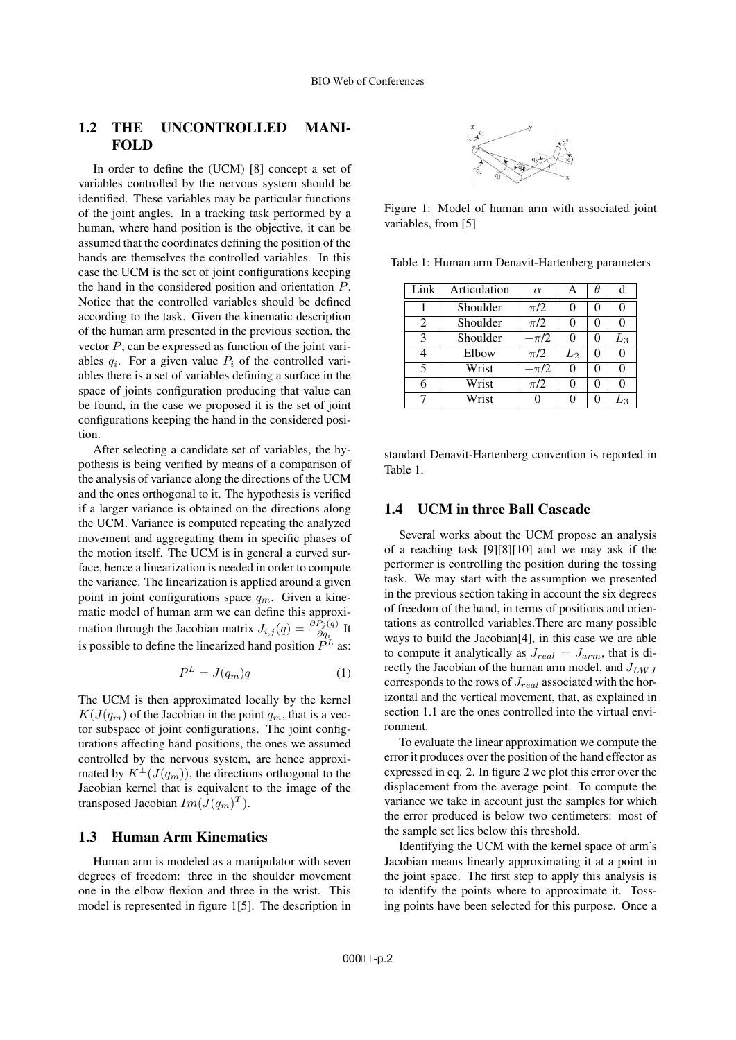## 1.2 THE UNCONTROLLED MANIFOLD

In order to define the (UCM) [8] concept a set of variables controlled by the nervous system should be identified. These variables may be particular functions of the joint angles. In a tracking task performed by a human, where hand position is the objective, it can be assumed that the coordinates defining the position of the hands are themselves the controlled variables. In this case the UCM is the set of joint configurations keeping the hand in the considered position and orientation $P$. Notice that the controlled variables should be defined according to the task. Given the kinematic description of the human arm presented in the previous section, the vector $P$, can be expressed as function of the joint variables $q_i$. For a given value $P_i$ of the controlled variables there is a set of variables defining a surface in the space of joints configuration producing that value can be found, in the case we proposed it is the set of joint configurations keeping the hand in the considered position.

After selecting a candidate set of variables, the hypothesis is being verified by means of a comparison of the analysis of variance along the directions of the UCM and the ones orthogonal to it. The hypothesis is verified if a larger variance is obtained on the directions along the UCM. Variance is computed repeating the analyzed movement and aggregating them in specific phases of the motion itself. The UCM is in general a curved surface, hence a linearization is needed in order to compute the variance. The linearization is applied around a given point in joint configurations space $q_m$. Given a kinematic model of human arm we can define this approximation through the Jacobian matrix $J_{i,j}(q) = \frac{\partial P_j(q)}{\partial q_i}$ It is possible to define the linearized hand position $P^L$ as:

$$P^L = J(q_m)q \quad (1)$$

The UCM is then approximated locally by the kernel $K(J(q_m)$ of the Jacobian in the point $q_m$, that is a vector subspace of joint configurations. The joint configurations affecting hand positions, the ones we assumed controlled by the nervous system, are hence approximated by $K^{\perp}(J(q_m))$, the directions orthogonal to the Jacobian kernel that is equivalent to the image of the transposed Jacobian $Im(J(q_m)^T)$.

## 1.3 Human Arm Kinematics

Human arm is modeled as a manipulator with seven degrees of freedom: three in the shoulder movement one in the elbow flexion and three in the wrist. This model is represented in figure 1[5]. The description in standard Denavit-Hartenberg convention is reported in Table 1.

Figure 1: Model of human arm with associated joint variables, from [5]

Table 1: Human arm Denavit-Hartenberg parameters

| Link | Articulation | $\alpha$ | A | $\theta$ | d |
|---|---|---|---|---|---|
| 1 | Shoulder | $\pi/2$ | 0 | 0 | 0 |
| 2 | Shoulder | $\pi/2$ | 0 | 0 | 0 |
| 3 | Shoulder | $-\pi/2$ | 0 | 0 | $L_3$ |
| 4 | Elbow | $\pi/2$ | $L_2$ | 0 | 0 |
| 5 | Wrist | $-\pi/2$ | 0 | 0 | 0 |
| 6 | Wrist | $\pi/2$ | 0 | 0 | 0 |
| 7 | Wrist | 0 | 0 | 0 | $L_3$ |

## 1.4 UCM in three Ball Cascade

Several works about the UCM propose an analysis of a reaching task [9][8][10] and we may ask if the performer is controlling the position during the tossing task. We may start with the assumption we presented in the previous section taking in account the six degrees of freedom of the hand, in terms of positions and orientations as controlled variables.There are many possible ways to build the Jacobian[4], in this case we are able to compute it analytically as $J_{real} = J_{arm}$, that is directly the Jacobian of the human arm model, and $J_{LWJ}$ corresponds to the rows of $J_{real}$ associated with the horizontal and the vertical movement, that, as explained in section 1.1 are the ones controlled into the virtual environment.

To evaluate the linear approximation we compute the error it produces over the position of the hand effector as expressed in eq. 2. In figure 2 we plot this error over the displacement from the average point. To compute the variance we take in account just the samples for which the error produced is below two centimeters: most of the sample set lies below this threshold.

Identifying the UCM with the kernel space of arm's Jacobian means linearly approximating it at a point in the joint space. The first step to apply this analysis is to identify the points where to approximate it. Tossing points have been selected for this purpose. Once a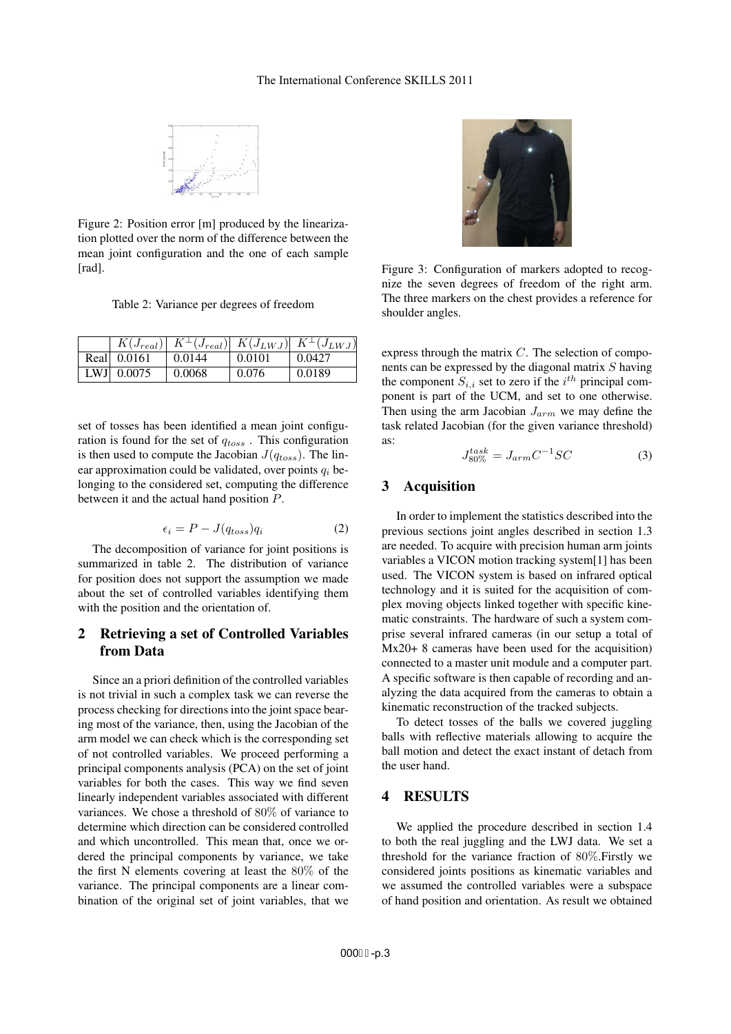Figure 2: Position error [m] produced by the linearization plotted over the norm of the difference between the mean joint configuration and the one of each sample [rad].

Table 2: Variance per degrees of freedom

| | $K(J_{real})$ | $K^{\perp}(J_{real})$ | $K(J_{LWJ})$ | $K^{\perp}(J_{LWJ})$ |
|---|---|---|---|---|
| Real | 0.0161 | 0.0144 | 0.0101 | 0.0427 |
| LWJ | 0.0075 | 0.0068 | 0.076 | 0.0189 |

set of tosses has been identified a mean joint configuration is found for the set of $q_{toss}$ . This configuration is then used to compute the Jacobian $J(q_{toss})$. The linear approximation could be validated, over points $q_i$ belonging to the considered set, computing the difference between it and the actual hand position $P$.

$$\epsilon_i = P - J(q_{toss})q_i \tag{2}$$

The decomposition of variance for joint positions is summarized in table 2. The distribution of variance for position does not support the assumption we made about the set of controlled variables identifying them with the position and the orientation of.

## 2 Retrieving a set of Controlled Variables from Data

Since an a priori definition of the controlled variables is not trivial in such a complex task we can reverse the process checking for directions into the joint space bearing most of the variance, then, using the Jacobian of the arm model we can check which is the corresponding set of not controlled variables. We proceed performing a principal components analysis (PCA) on the set of joint variables for both the cases. This way we find seven linearly independent variables associated with different variances. We chose a threshold of $80\%$ of variance to determine which direction can be considered controlled and which uncontrolled. This mean that, once we ordered the principal components by variance, we take the first N elements covering at least the $80\%$ of the variance. The principal components are a linear combination of the original set of joint variables, that we express through the matrix $C$. The selection of components can be expressed by the diagonal matrix $S$ having the component $S_{i,i}$ set to zero if the $i^{th}$ principal component is part of the UCM, and set to one otherwise. Then using the arm Jacobian $J_{arm}$ we may define the task related Jacobian (for the given variance threshold) as:

$$J^{task}_{80\%} = J_{arm}C^{-1}SC \tag{3}$$

Figure 3: Configuration of markers adopted to recognize the seven degrees of freedom of the right arm. The three markers on the chest provides a reference for shoulder angles.

## 3 Acquisition

In order to implement the statistics described into the previous sections joint angles described in section 1.3 are needed. To acquire with precision human arm joints variables a VICON motion tracking system[1] has been used. The VICON system is based on infrared optical technology and it is suited for the acquisition of complex moving objects linked together with specific kinematic constraints. The hardware of such a system comprise several infrared cameras (in our setup a total of Mx20+ 8 cameras have been used for the acquisition) connected to a master unit module and a computer part. A specific software is then capable of recording and analyzing the data acquired from the cameras to obtain a kinematic reconstruction of the tracked subjects.

To detect tosses of the balls we covered juggling balls with reflective materials allowing to acquire the ball motion and detect the exact instant of detach from the user hand.

## 4 RESULTS

We applied the procedure described in section 1.4 to both the real juggling and the LWJ data. We set a threshold for the variance fraction of $80\%$.Firstly we considered joints positions as kinematic variables and we assumed the controlled variables were a subspace of hand position and orientation. As result we obtained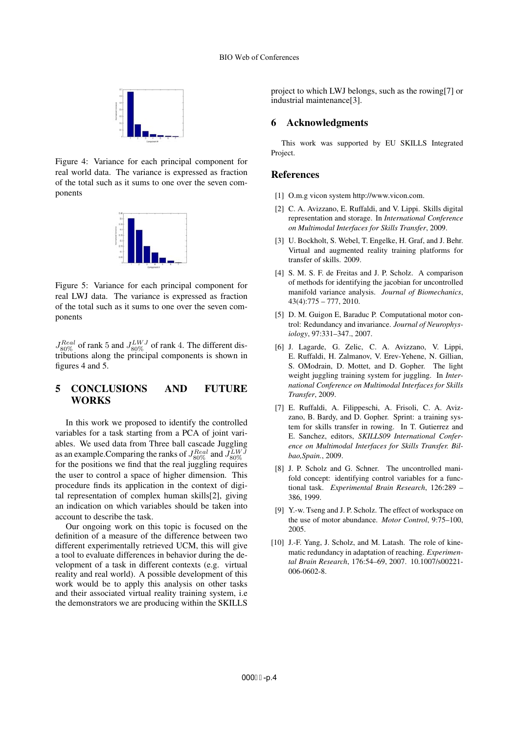Figure 4: Variance for each principal component for real world data. The variance is expressed as fraction of the total such as it sums to one over the seven components

Figure 5: Variance for each principal component for real LWJ data. The variance is expressed as fraction of the total such as it sums to one over the seven components

$J^{Real}_{80\%}$ of rank 5 and $J^{LWJ}_{80\%}$ of rank 4. The different distributions along the principal components is shown in figures 4 and 5.

## 5 CONCLUSIONS AND FUTURE WORKS

In this work we proposed to identify the controlled variables for a task starting from a PCA of joint variables. We used data from Three ball cascade Juggling as an example.Comparing the ranks of $J^{Real}_{80\%}$ and $J^{LWJ}_{80\%}$ for the positions we find that the real juggling requires the user to control a space of higher dimension. This procedure finds its application in the context of digital representation of complex human skills[2], giving an indication on which variables should be taken into account to describe the task.

Our ongoing work on this topic is focused on the definition of a measure of the difference between two different experimentally retrieved UCM, this will give a tool to evaluate differences in behavior during the development of a task in different contexts (e.g. virtual reality and real world). A possible development of this work would be to apply this analysis on other tasks and their associated virtual reality training system, i.e the demonstrators we are producing within the SKILLS project to which LWJ belongs, such as the rowing[7] or industrial maintenance[3].

## 6 Acknowledgments

This work was supported by EU SKILLS Integrated Project.

## References

[1] O.m.g vicon system http://www.vicon.com.

[2] C. A. Avizzano, E. Ruffaldi, and V. Lippi. Skills digital representation and storage. In *International Conference on Multimodal Interfaces for Skills Transfer*, 2009.

[3] U. Bockholt, S. Webel, T. Engelke, H. Graf, and J. Behr. Virtual and augmented reality training platforms for transfer of skills. 2009.

[4] S. M. S. F. de Freitas and J. P. Scholz. A comparison of methods for identifying the jacobian for uncontrolled manifold variance analysis. *Journal of Biomechanics*, 43(4):775 – 777, 2010.

[5] D. M. Guigon E, Baraduc P. Computational motor control: Redundancy and invariance. *Journal of Neurophysiology*, 97:331–347., 2007.

[6] J. Lagarde, G. Zelic, C. A. Avizzano, V. Lippi, E. Ruffaldi, H. Zalmanov, V. Erev-Yehene, N. Gillian, S. OModrain, D. Mottet, and D. Gopher. The light weight juggling training system for juggling. In *International Conference on Multimodal Interfaces for Skills Transfer*, 2009.

[7] E. Ruffaldi, A. Filippeschi, A. Frisoli, C. A. Avizzano, B. Bardy, and D. Gopher. Sprint: a training system for skills transfer in rowing. In T. Gutierrez and E. Sanchez, editors, *SKILLS09 International Conference on Multimodal Interfaces for Skills Transfer. Bilbao,Spain.*, 2009.

[8] J. P. Scholz and G. Schner. The uncontrolled manifold concept: identifying control variables for a functional task. *Experimental Brain Research*, 126:289 – 386, 1999.

[9] Y.-w. Tseng and J. P. Scholz. The effect of workspace on the use of motor abundance. *Motor Control*, 9:75–100, 2005.

[10] J.-F. Yang, J. Scholz, and M. Latash. The role of kinematic redundancy in adaptation of reaching. *Experimental Brain Research*, 176:54–69, 2007. 10.1007/s00221-006-0602-8.